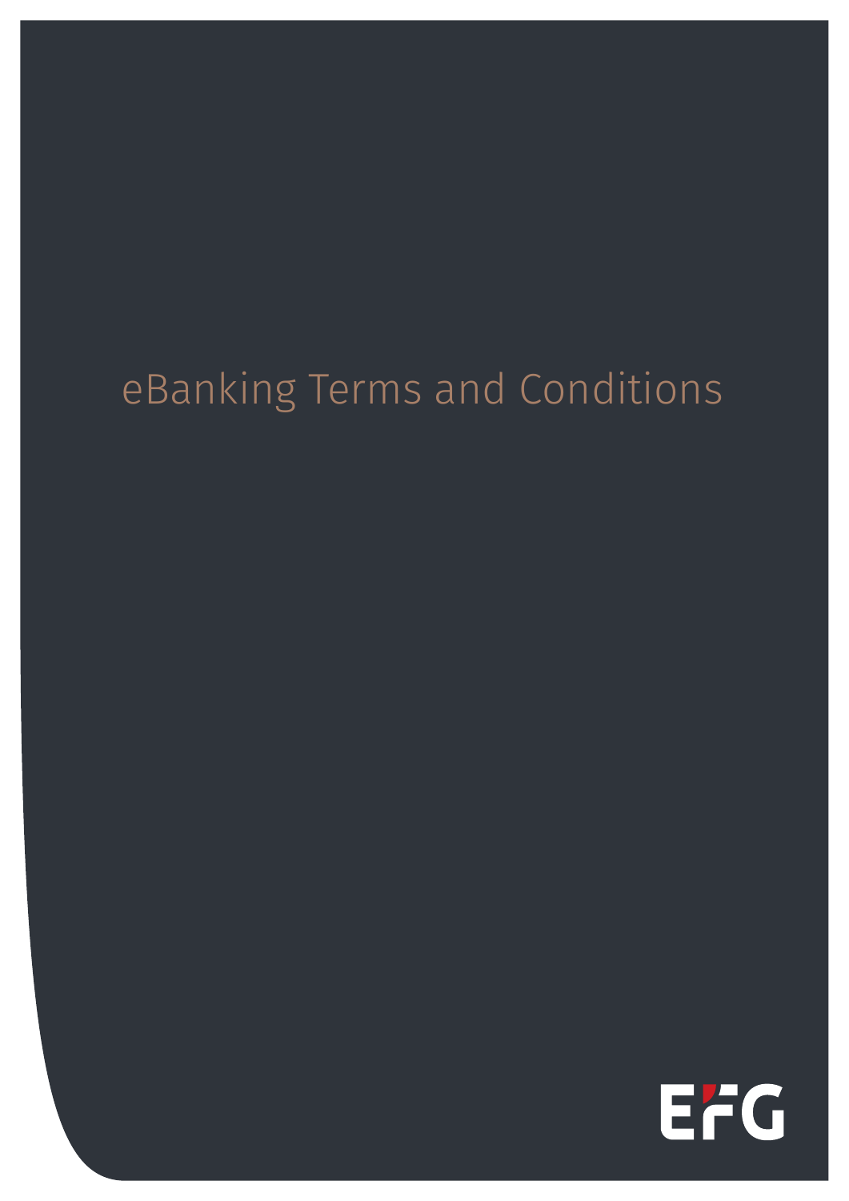# eBanking Terms and Conditions

EFG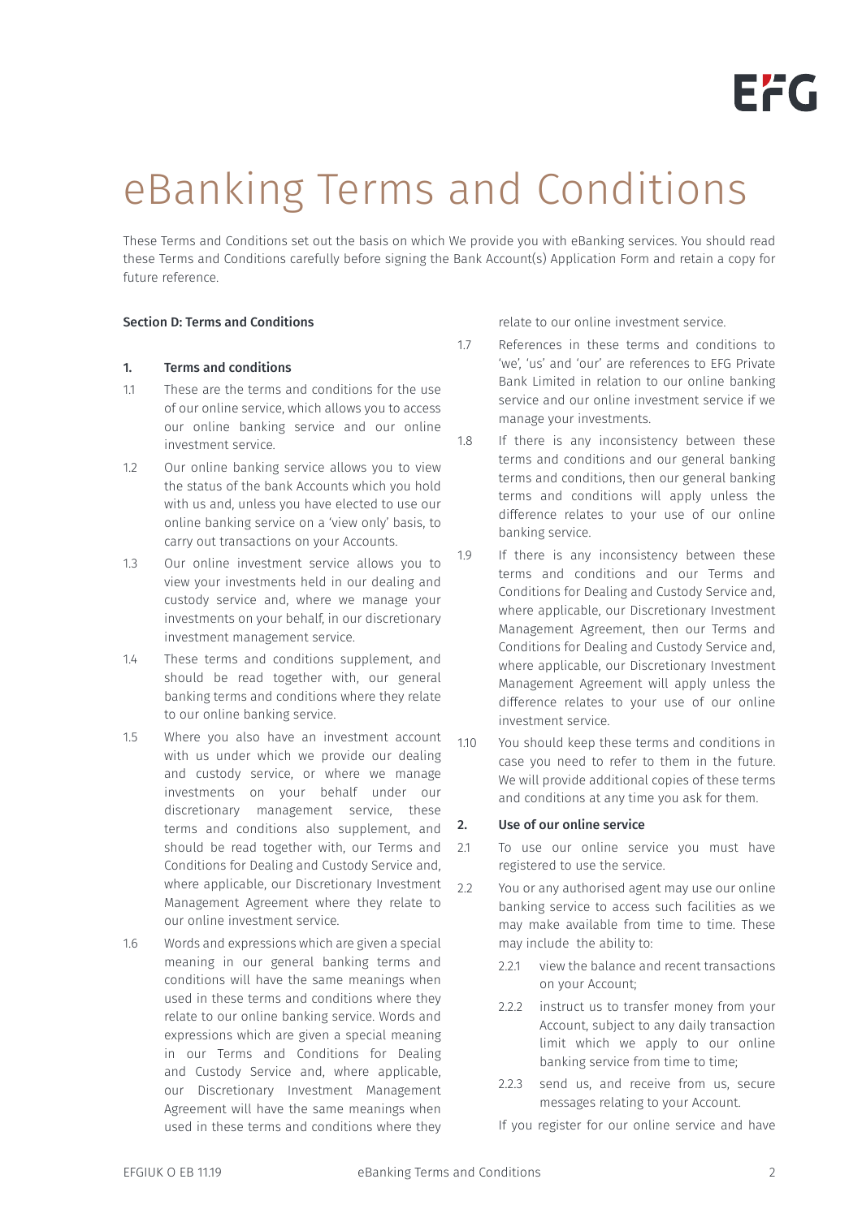# eBanking Terms and Conditions

These Terms and Conditions set out the basis on which We provide you with eBanking services. You should read these Terms and Conditions carefully before signing the Bank Account(s) Application Form and retain a copy for future reference.

**Section D: Terms and Conditions**

**1. Terms and conditions**

1.1 These are the terms and conditions for the use of our online service, which allows you to access our online banking service and our online investment service.

1.2 Our online banking service allows you to view the status of the bank Accounts which you hold with us and, unless you have elected to use our online banking service on a 'view only' basis, to carry out transactions on your Accounts.

1.3 Our online investment service allows you to view your investments held in our dealing and custody service and, where we manage your investments on your behalf, in our discretionary investment management service.

1.4 These terms and conditions supplement, and should be read together with, our general banking terms and conditions where they relate to our online banking service.

1.5 Where you also have an investment account with us under which we provide our dealing and custody service, or where we manage investments on your behalf under our discretionary management service, these terms and conditions also supplement, and should be read together with, our Terms and Conditions for Dealing and Custody Service and, where applicable, our Discretionary Investment Management Agreement where they relate to our online investment service.

1.6 Words and expressions which are given a special meaning in our general banking terms and conditions will have the same meanings when used in these terms and conditions where they relate to our online banking service. Words and expressions which are given a special meaning in our Terms and Conditions for Dealing and Custody Service and, where applicable, our Discretionary Investment Management Agreement will have the same meanings when used in these terms and conditions where they relate to our online investment service.

1.7 References in these terms and conditions to 'we', 'us' and 'our' are references to EFG Private Bank Limited in relation to our online banking service and our online investment service if we manage your investments.

1.8 If there is any inconsistency between these terms and conditions and our general banking terms and conditions, then our general banking terms and conditions will apply unless the difference relates to your use of our online banking service.

1.9 If there is any inconsistency between these terms and conditions and our Terms and Conditions for Dealing and Custody Service and, where applicable, our Discretionary Investment Management Agreement, then our Terms and Conditions for Dealing and Custody Service and, where applicable, our Discretionary Investment Management Agreement will apply unless the difference relates to your use of our online investment service.

1.10 You should keep these terms and conditions in case you need to refer to them in the future. We will provide additional copies of these terms and conditions at any time you ask for them.

**2. Use of our online service**

2.1 To use our online service you must have registered to use the service.

2.2 You or any authorised agent may use our online banking service to access such facilities as we may make available from time to time. These may include the ability to:

2.2.1 view the balance and recent transactions on your Account;

2.2.2 instruct us to transfer money from your Account, subject to any daily transaction limit which we apply to our online banking service from time to time;

2.2.3 send us, and receive from us, secure messages relating to your Account.

If you register for our online service and have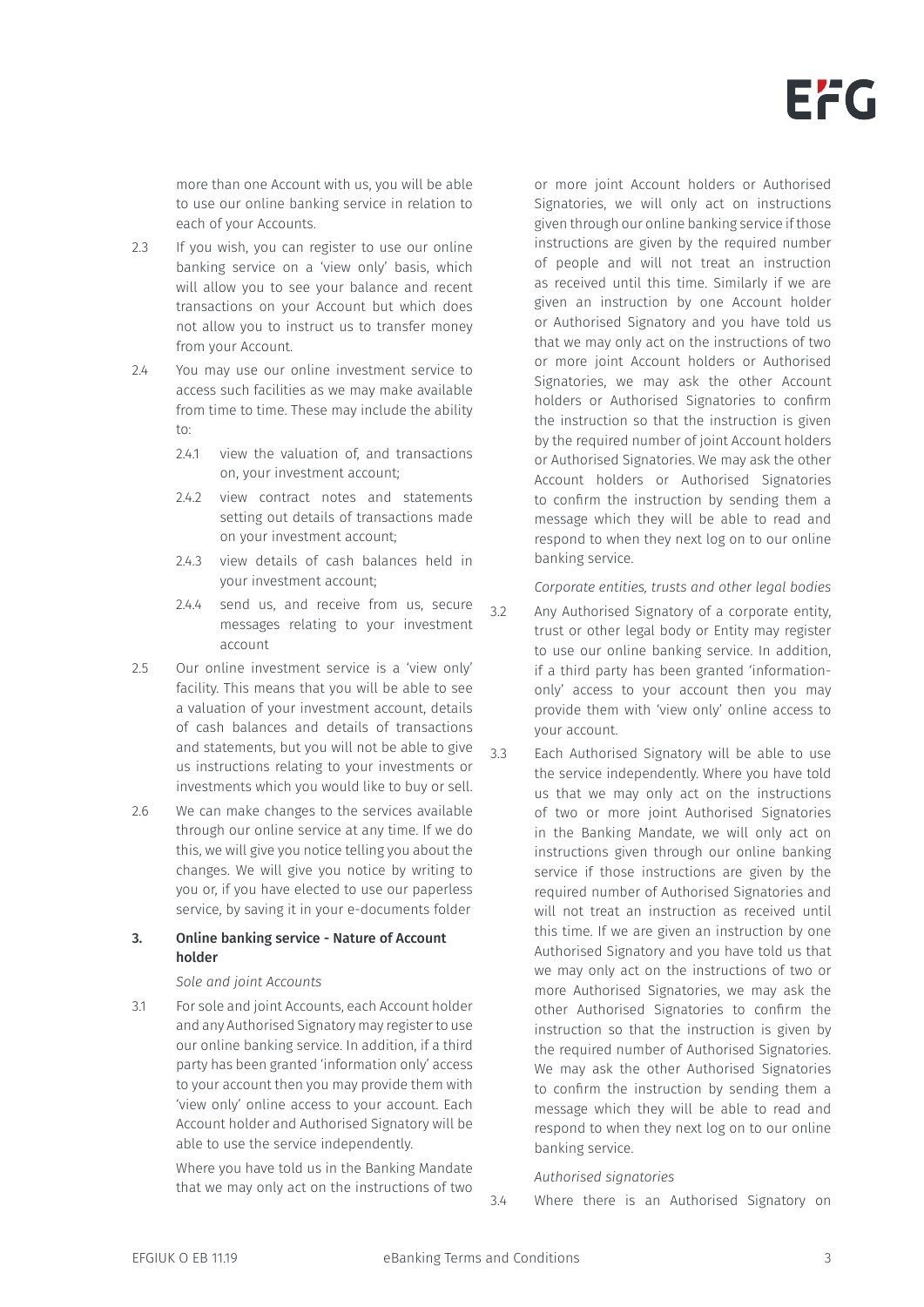more than one Account with us, you will be able to use our online banking service in relation to each of your Accounts.

2.3 If you wish, you can register to use our online banking service on a 'view only' basis, which will allow you to see your balance and recent transactions on your Account but which does not allow you to instruct us to transfer money from your Account.

2.4 You may use our online investment service to access such facilities as we may make available from time to time. These may include the ability to:

2.4.1 view the valuation of, and transactions on, your investment account;

2.4.2 view contract notes and statements setting out details of transactions made on your investment account;

2.4.3 view details of cash balances held in your investment account;

2.4.4 send us, and receive from us, secure messages relating to your investment account

2.5 Our online investment service is a 'view only' facility. This means that you will be able to see a valuation of your investment account, details of cash balances and details of transactions and statements, but you will not be able to give us instructions relating to your investments or investments which you would like to buy or sell.

2.6 We can make changes to the services available through our online service at any time. If we do this, we will give you notice telling you about the changes. We will give you notice by writing to you or, if you have elected to use our paperless service, by saving it in your e-documents folder

## 3. Online banking service - Nature of Account holder

*Sole and joint Accounts*

3.1 For sole and joint Accounts, each Account holder and any Authorised Signatory may register to use our online banking service. In addition, if a third party has been granted 'information only' access to your account then you may provide them with 'view only' online access to your account. Each Account holder and Authorised Signatory will be able to use the service independently.

Where you have told us in the Banking Mandate that we may only act on the instructions of two or more joint Account holders or Authorised Signatories, we will only act on instructions given through our online banking service if those instructions are given by the required number of people and will not treat an instruction as received until this time. Similarly if we are given an instruction by one Account holder or Authorised Signatory and you have told us that we may only act on the instructions of two or more joint Account holders or Authorised Signatories, we may ask the other Account holders or Authorised Signatories to confirm the instruction so that the instruction is given by the required number of joint Account holders or Authorised Signatories. We may ask the other Account holders or Authorised Signatories to confirm the instruction by sending them a message which they will be able to read and respond to when they next log on to our online banking service.

*Corporate entities, trusts and other legal bodies*

3.2 Any Authorised Signatory of a corporate entity, trust or other legal body or Entity may register to use our online banking service. In addition, if a third party has been granted 'information-only' access to your account then you may provide them with 'view only' online access to your account.

3.3 Each Authorised Signatory will be able to use the service independently. Where you have told us that we may only act on the instructions of two or more joint Authorised Signatories in the Banking Mandate, we will only act on instructions given through our online banking service if those instructions are given by the required number of Authorised Signatories and will not treat an instruction as received until this time. If we are given an instruction by one Authorised Signatory and you have told us that we may only act on the instructions of two or more Authorised Signatories, we may ask the other Authorised Signatories to confirm the instruction so that the instruction is given by the required number of Authorised Signatories. We may ask the other Authorised Signatories to confirm the instruction by sending them a message which they will be able to read and respond to when they next log on to our online banking service.

*Authorised signatories*

3.4 Where there is an Authorised Signatory on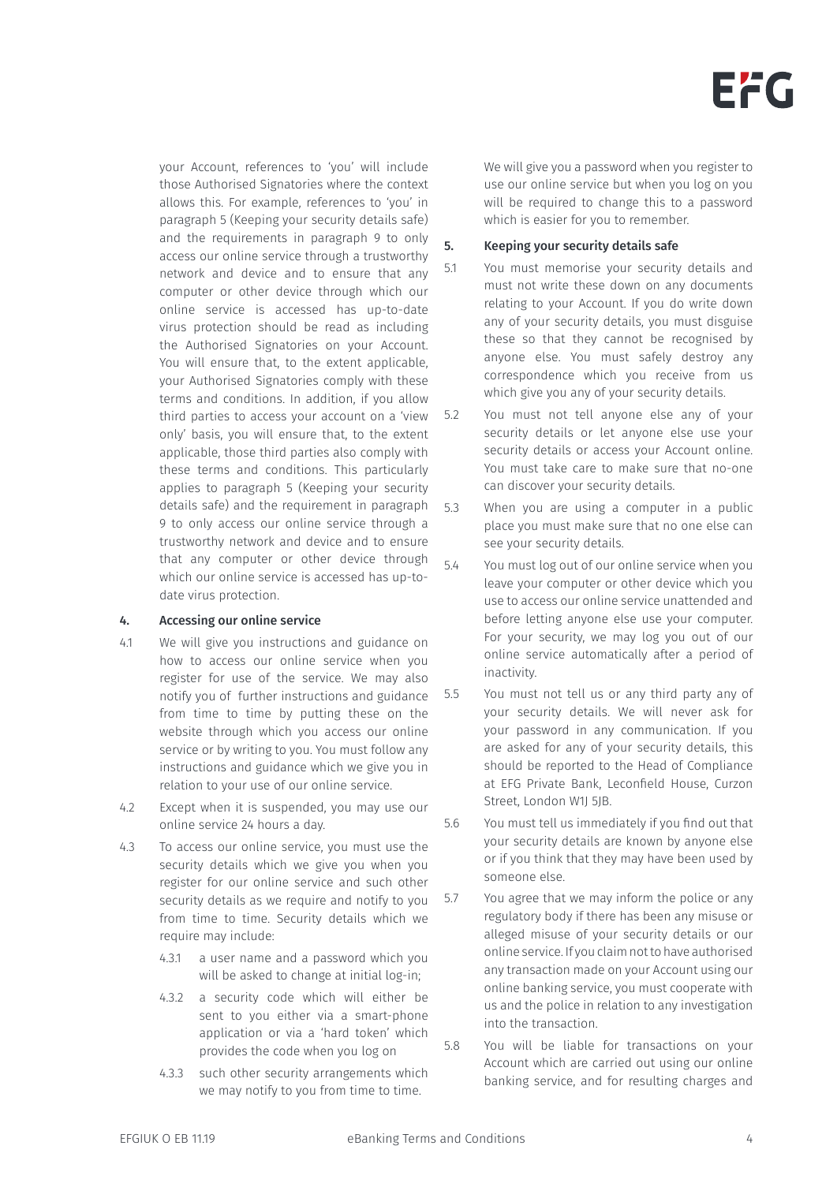your Account, references to 'you' will include those Authorised Signatories where the context allows this. For example, references to 'you' in paragraph 5 (Keeping your security details safe) and the requirements in paragraph 9 to only access our online service through a trustworthy network and device and to ensure that any computer or other device through which our online service is accessed has up-to-date virus protection should be read as including the Authorised Signatories on your Account. You will ensure that, to the extent applicable, your Authorised Signatories comply with these terms and conditions. In addition, if you allow third parties to access your account on a 'view only' basis, you will ensure that, to the extent applicable, those third parties also comply with these terms and conditions. This particularly applies to paragraph 5 (Keeping your security details safe) and the requirement in paragraph 9 to only access our online service through a trustworthy network and device and to ensure that any computer or other device through which our online service is accessed has up-to-date virus protection.

### 4. Accessing our online service

4.1 We will give you instructions and guidance on how to access our online service when you register for use of the service. We may also notify you of further instructions and guidance from time to time by putting these on the website through which you access our online service or by writing to you. You must follow any instructions and guidance which we give you in relation to your use of our online service.

4.2 Except when it is suspended, you may use our online service 24 hours a day.

4.3 To access our online service, you must use the security details which we give you when you register for our online service and such other security details as we require and notify to you from time to time. Security details which we require may include:

4.3.1 a user name and a password which you will be asked to change at initial log-in;

4.3.2 a security code which will either be sent to you either via a smart-phone application or via a 'hard token' which provides the code when you log on

4.3.3 such other security arrangements which we may notify to you from time to time.

We will give you a password when you register to use our online service but when you log on you will be required to change this to a password which is easier for you to remember.

### 5. Keeping your security details safe

5.1 You must memorise your security details and must not write these down on any documents relating to your Account. If you do write down any of your security details, you must disguise these so that they cannot be recognised by anyone else. You must safely destroy any correspondence which you receive from us which give you any of your security details.

5.2 You must not tell anyone else any of your security details or let anyone else use your security details or access your Account online. You must take care to make sure that no-one can discover your security details.

5.3 When you are using a computer in a public place you must make sure that no one else can see your security details.

5.4 You must log out of our online service when you leave your computer or other device which you use to access our online service unattended and before letting anyone else use your computer. For your security, we may log you out of our online service automatically after a period of inactivity.

5.5 You must not tell us or any third party any of your security details. We will never ask for your password in any communication. If you are asked for any of your security details, this should be reported to the Head of Compliance at EFG Private Bank, Leconfield House, Curzon Street, London W1J 5JB.

5.6 You must tell us immediately if you find out that your security details are known by anyone else or if you think that they may have been used by someone else.

5.7 You agree that we may inform the police or any regulatory body if there has been any misuse or alleged misuse of your security details or our online service. If you claim not to have authorised any transaction made on your Account using our online banking service, you must cooperate with us and the police in relation to any investigation into the transaction.

5.8 You will be liable for transactions on your Account which are carried out using our online banking service, and for resulting charges and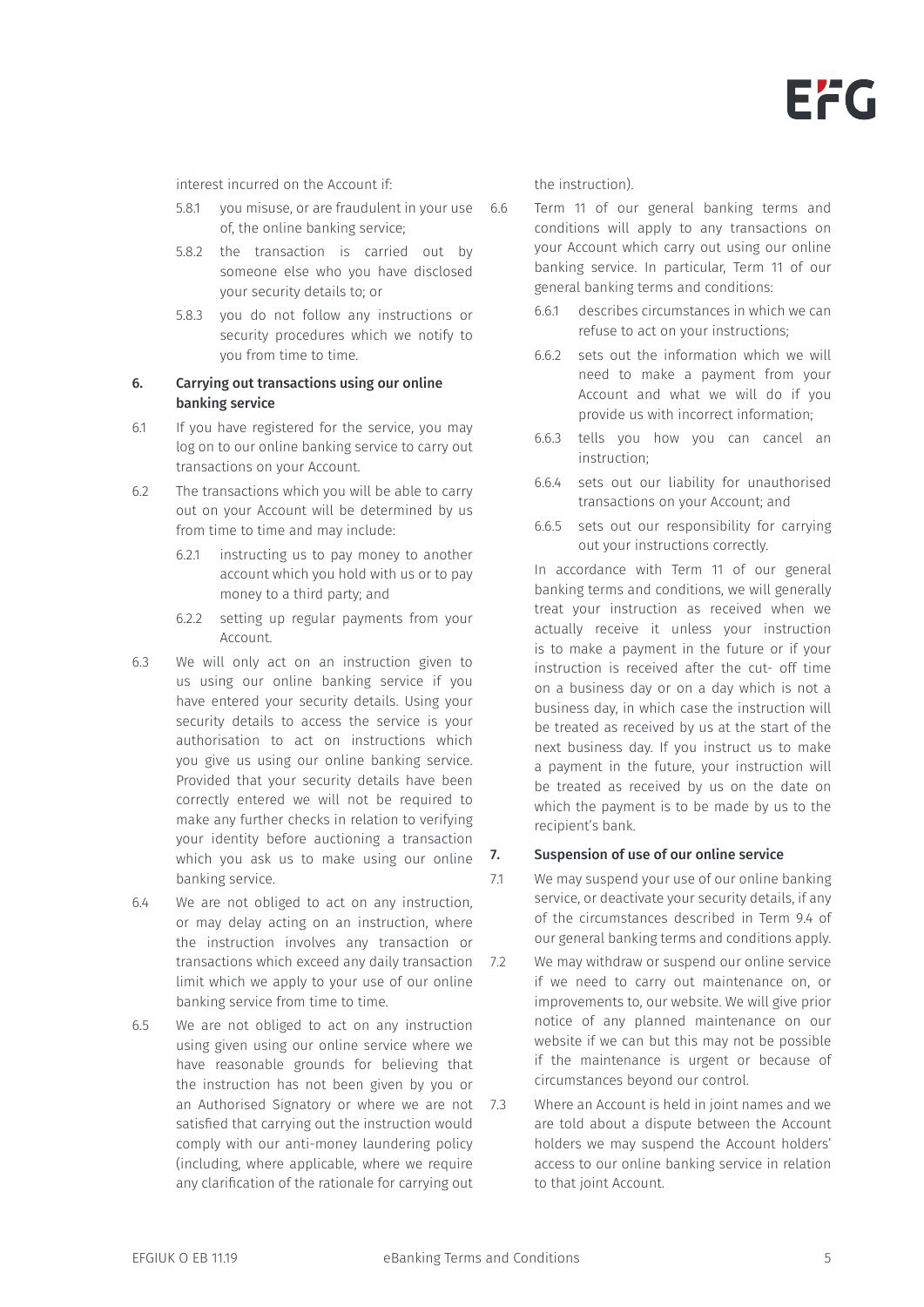interest incurred on the Account if:

5.8.1 you misuse, or are fraudulent in your use of, the online banking service;

5.8.2 the transaction is carried out by someone else who you have disclosed your security details to; or

5.8.3 you do not follow any instructions or security procedures which we notify to you from time to time.

## 6. Carrying out transactions using our online banking service

6.1 If you have registered for the service, you may log on to our online banking service to carry out transactions on your Account.

6.2 The transactions which you will be able to carry out on your Account will be determined by us from time to time and may include:

6.2.1 instructing us to pay money to another account which you hold with us or to pay money to a third party; and

6.2.2 setting up regular payments from your Account.

6.3 We will only act on an instruction given to us using our online banking service if you have entered your security details. Using your security details to access the service is your authorisation to act on instructions which you give us using our online banking service. Provided that your security details have been correctly entered we will not be required to make any further checks in relation to verifying your identity before auctioning a transaction which you ask us to make using our online banking service.

6.4 We are not obliged to act on any instruction, or may delay acting on an instruction, where the instruction involves any transaction or transactions which exceed any daily transaction limit which we apply to your use of our online banking service from time to time.

6.5 We are not obliged to act on any instruction using given using our online service where we have reasonable grounds for believing that the instruction has not been given by you or an Authorised Signatory or where we are not satisfied that carrying out the instruction would comply with our anti-money laundering policy (including, where applicable, where we require any clarification of the rationale for carrying out the instruction).

6.6 Term 11 of our general banking terms and conditions will apply to any transactions on your Account which carry out using our online banking service. In particular, Term 11 of our general banking terms and conditions:

6.6.1 describes circumstances in which we can refuse to act on your instructions;

6.6.2 sets out the information which we will need to make a payment from your Account and what we will do if you provide us with incorrect information;

6.6.3 tells you how you can cancel an instruction;

6.6.4 sets out our liability for unauthorised transactions on your Account; and

6.6.5 sets out our responsibility for carrying out your instructions correctly.

In accordance with Term 11 of our general banking terms and conditions, we will generally treat your instruction as received when we actually receive it unless your instruction is to make a payment in the future or if your instruction is received after the cut- off time on a business day or on a day which is not a business day, in which case the instruction will be treated as received by us at the start of the next business day. If you instruct us to make a payment in the future, your instruction will be treated as received by us on the date on which the payment is to be made by us to the recipient's bank.

## 7. Suspension of use of our online service

7.1 We may suspend your use of our online banking service, or deactivate your security details, if any of the circumstances described in Term 9.4 of our general banking terms and conditions apply.

7.2 We may withdraw or suspend our online service if we need to carry out maintenance on, or improvements to, our website. We will give prior notice of any planned maintenance on our website if we can but this may not be possible if the maintenance is urgent or because of circumstances beyond our control.

7.3 Where an Account is held in joint names and we are told about a dispute between the Account holders we may suspend the Account holders' access to our online banking service in relation to that joint Account.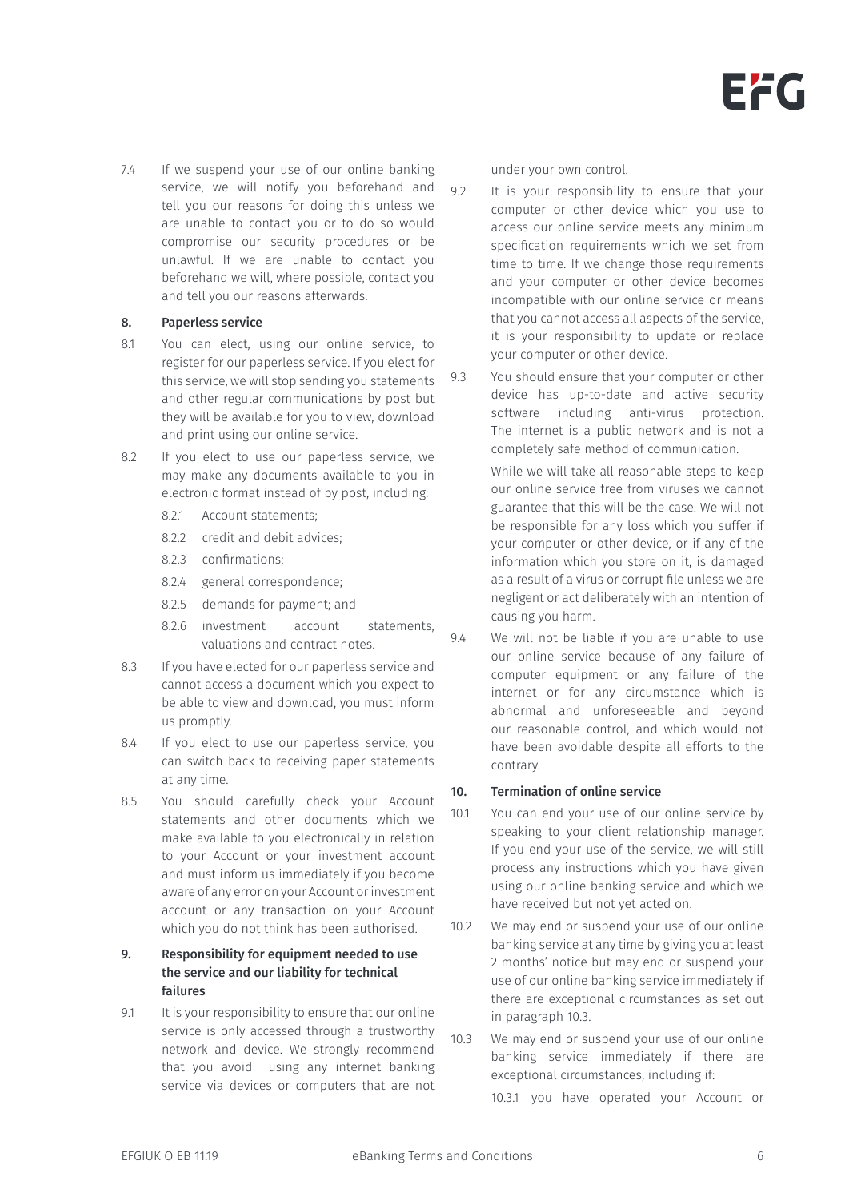7.4 If we suspend your use of our online banking service, we will notify you beforehand and tell you our reasons for doing this unless we are unable to contact you or to do so would compromise our security procedures or be unlawful. If we are unable to contact you beforehand we will, where possible, contact you and tell you our reasons afterwards.

## 8. Paperless service

8.1 You can elect, using our online service, to register for our paperless service. If you elect for this service, we will stop sending you statements and other regular communications by post but they will be available for you to view, download and print using our online service.

8.2 If you elect to use our paperless service, we may make any documents available to you in electronic format instead of by post, including:

- 8.2.1 Account statements;
- 8.2.2 credit and debit advices;
- 8.2.3 confirmations;
- 8.2.4 general correspondence;
- 8.2.5 demands for payment; and
- 8.2.6 investment account statements, valuations and contract notes.

8.3 If you have elected for our paperless service and cannot access a document which you expect to be able to view and download, you must inform us promptly.

8.4 If you elect to use our paperless service, you can switch back to receiving paper statements at any time.

8.5 You should carefully check your Account statements and other documents which we make available to you electronically in relation to your Account or your investment account and must inform us immediately if you become aware of any error on your Account or investment account or any transaction on your Account which you do not think has been authorised.

## 9. Responsibility for equipment needed to use the service and our liability for technical failures

9.1 It is your responsibility to ensure that our online service is only accessed through a trustworthy network and device. We strongly recommend that you avoid using any internet banking service via devices or computers that are not under your own control.

9.2 It is your responsibility to ensure that your computer or other device which you use to access our online service meets any minimum specification requirements which we set from time to time. If we change those requirements and your computer or other device becomes incompatible with our online service or means that you cannot access all aspects of the service, it is your responsibility to update or replace your computer or other device.

9.3 You should ensure that your computer or other device has up-to-date and active security software including anti-virus protection. The internet is a public network and is not a completely safe method of communication.

While we will take all reasonable steps to keep our online service free from viruses we cannot guarantee that this will be the case. We will not be responsible for any loss which you suffer if your computer or other device, or if any of the information which you store on it, is damaged as a result of a virus or corrupt file unless we are negligent or act deliberately with an intention of causing you harm.

9.4 We will not be liable if you are unable to use our online service because of any failure of computer equipment or any failure of the internet or for any circumstance which is abnormal and unforeseeable and beyond our reasonable control, and which would not have been avoidable despite all efforts to the contrary.

## 10. Termination of online service

10.1 You can end your use of our online service by speaking to your client relationship manager. If you end your use of the service, we will still process any instructions which you have given using our online banking service and which we have received but not yet acted on.

10.2 We may end or suspend your use of our online banking service at any time by giving you at least 2 months' notice but may end or suspend your use of our online banking service immediately if there are exceptional circumstances as set out in paragraph 10.3.

10.3 We may end or suspend your use of our online banking service immediately if there are exceptional circumstances, including if:

10.3.1 you have operated your Account or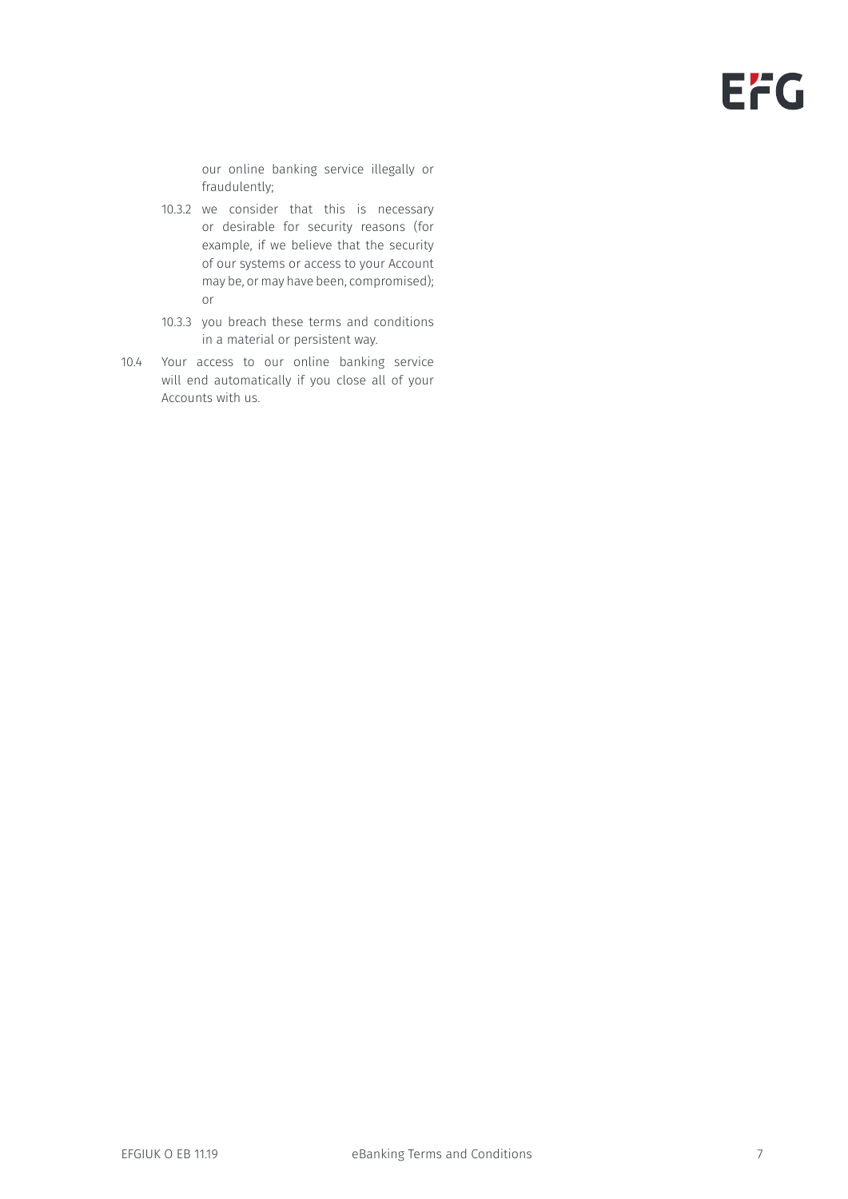our online banking service illegally or fraudulently;

10.3.2 we consider that this is necessary or desirable for security reasons (for example, if we believe that the security of our systems or access to your Account may be, or may have been, compromised); or

10.3.3 you breach these terms and conditions in a material or persistent way.

10.4 Your access to our online banking service will end automatically if you close all of your Accounts with us.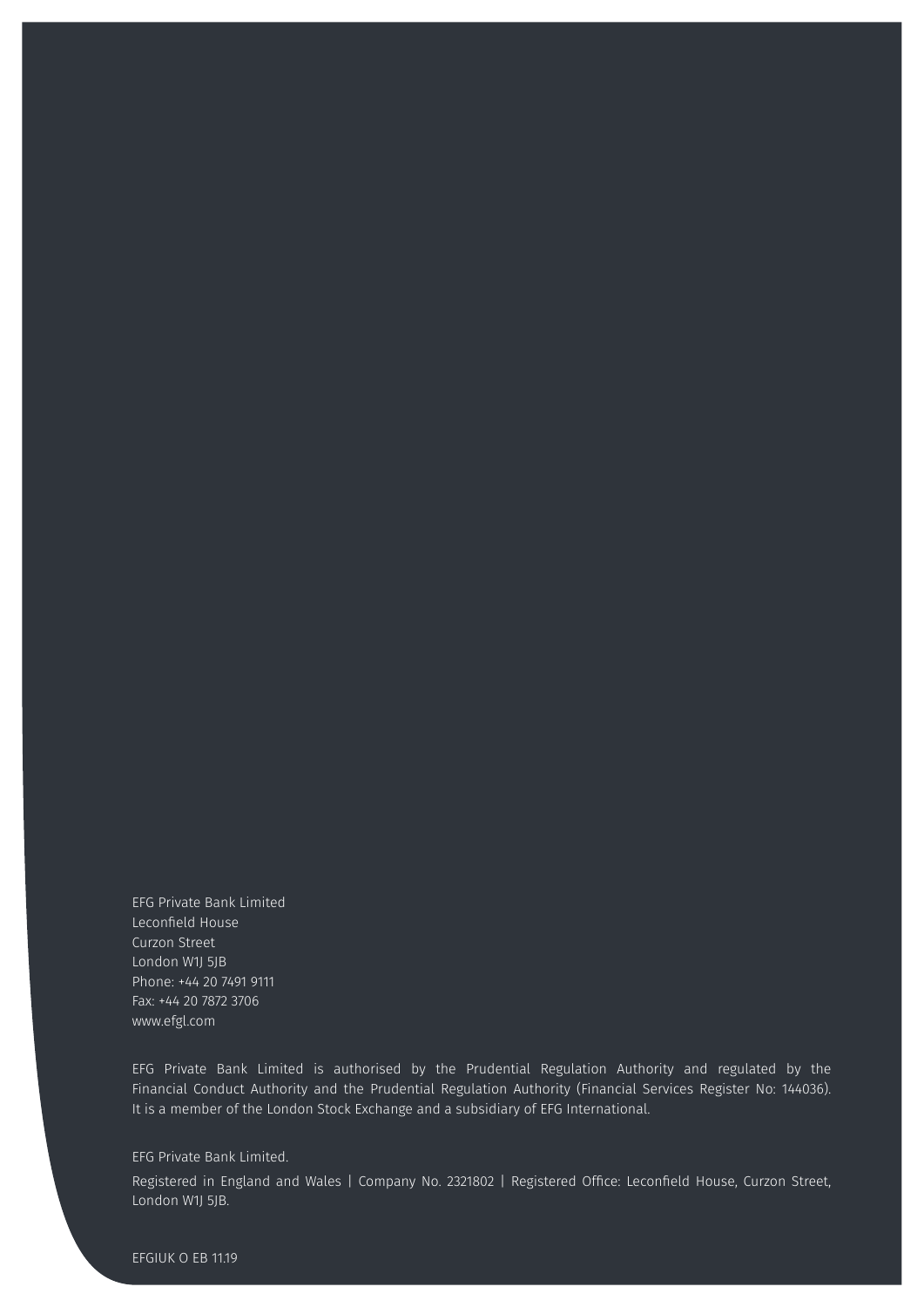EFG Private Bank Limited
Leconfield House
Curzon Street
London W1J 5JB
Phone: +44 20 7491 9111
Fax: +44 20 7872 3706
www.efgl.com

EFG Private Bank Limited is authorised by the Prudential Regulation Authority and regulated by the Financial Conduct Authority and the Prudential Regulation Authority (Financial Services Register No: 144036). It is a member of the London Stock Exchange and a subsidiary of EFG International.

EFG Private Bank Limited.

Registered in England and Wales | Company No. 2321802 | Registered Office: Leconfield House, Curzon Street, London W1J 5JB.

EFGIUK O EB 11.19